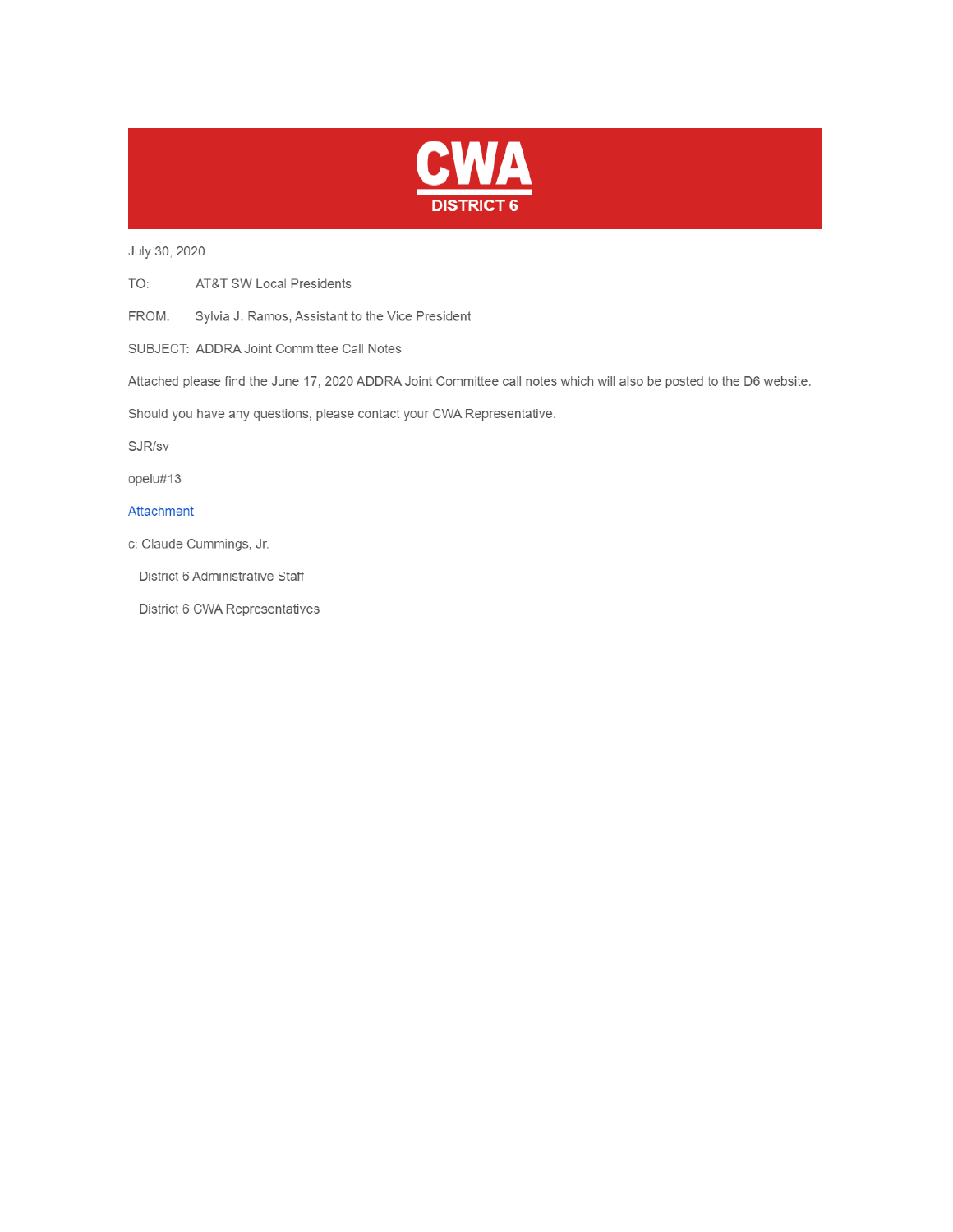# CWA
## DISTRICT 6

July 30, 2020

TO: AT&T SW Local Presidents

FROM: Sylvia J. Ramos, Assistant to the Vice President

SUBJECT: ADDRA Joint Committee Call Notes

Attached please find the June 17, 2020 ADDRA Joint Committee call notes which will also be posted to the D6 website.

Should you have any questions, please contact your CWA Representative.

SJR/sv

opeiu#13

Attachment

c: Claude Cummings, Jr.

District 6 Administrative Staff

District 6 CWA Representatives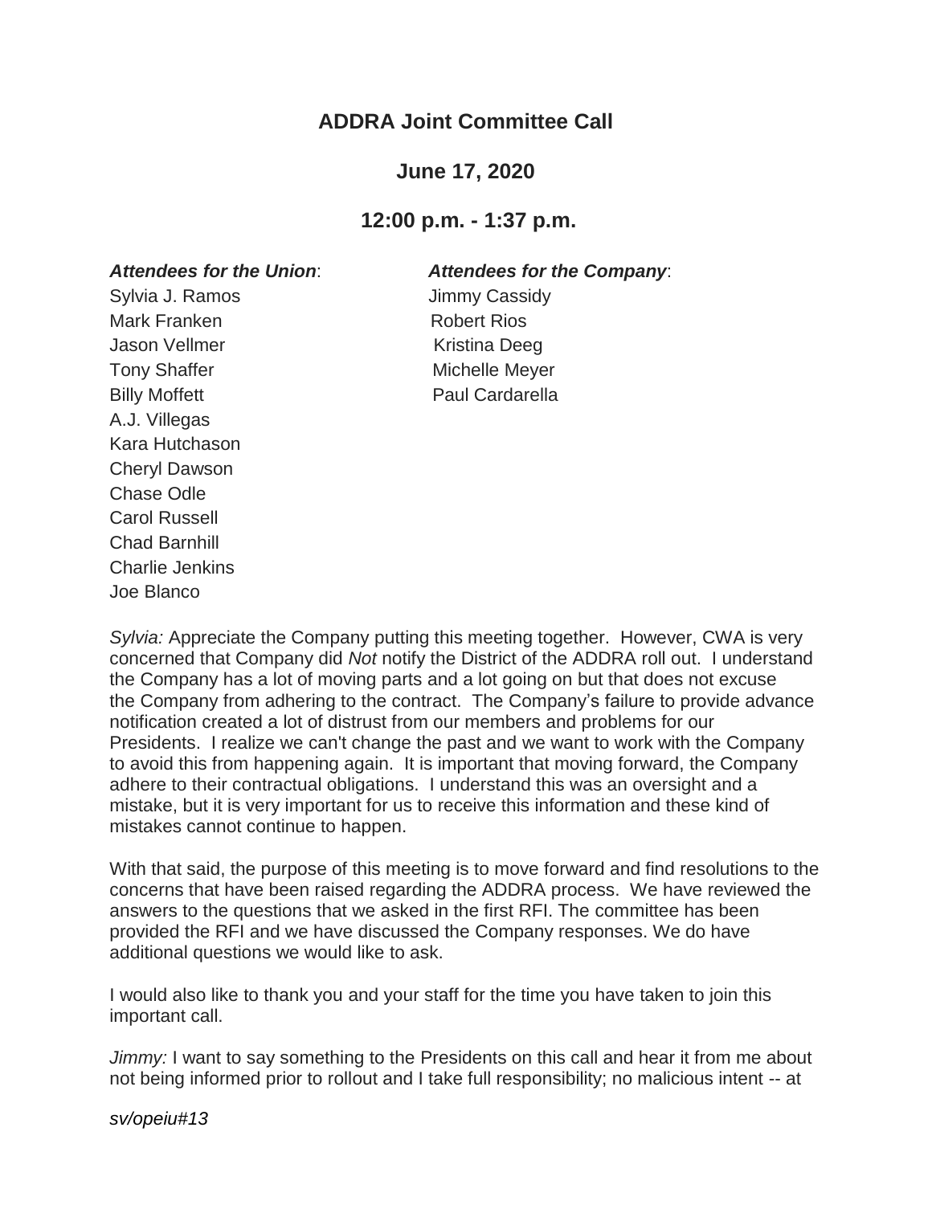# ADDRA Joint Committee Call

## June 17, 2020

## 12:00 p.m. - 1:37 p.m.

| ***Attendees for the Union*:** | ***Attendees for the Company*:** |
| --- | --- |
| Sylvia J. Ramos | Jimmy Cassidy |
| Mark Franken | Robert Rios |
| Jason Vellmer | Kristina Deeg |
| Tony Shaffer | Michelle Meyer |
| Billy Moffett | Paul Cardarella |
| A.J. Villegas | |
| Kara Hutchason | |
| Cheryl Dawson | |
| Chase Odle | |
| Carol Russell | |
| Chad Barnhill | |
| Charlie Jenkins | |
| Joe Blanco | |

*Sylvia:* Appreciate the Company putting this meeting together. However, CWA is very concerned that Company did *Not* notify the District of the ADDRA roll out. I understand the Company has a lot of moving parts and a lot going on but that does not excuse the Company from adhering to the contract. The Company's failure to provide advance notification created a lot of distrust from our members and problems for our Presidents. I realize we can't change the past and we want to work with the Company to avoid this from happening again. It is important that moving forward, the Company adhere to their contractual obligations. I understand this was an oversight and a mistake, but it is very important for us to receive this information and these kind of mistakes cannot continue to happen.

With that said, the purpose of this meeting is to move forward and find resolutions to the concerns that have been raised regarding the ADDRA process. We have reviewed the answers to the questions that we asked in the first RFI. The committee has been provided the RFI and we have discussed the Company responses. We do have additional questions we would like to ask.

I would also like to thank you and your staff for the time you have taken to join this important call.

*Jimmy:* I want to say something to the Presidents on this call and hear it from me about not being informed prior to rollout and I take full responsibility; no malicious intent -- at

*sv/opeiu#13*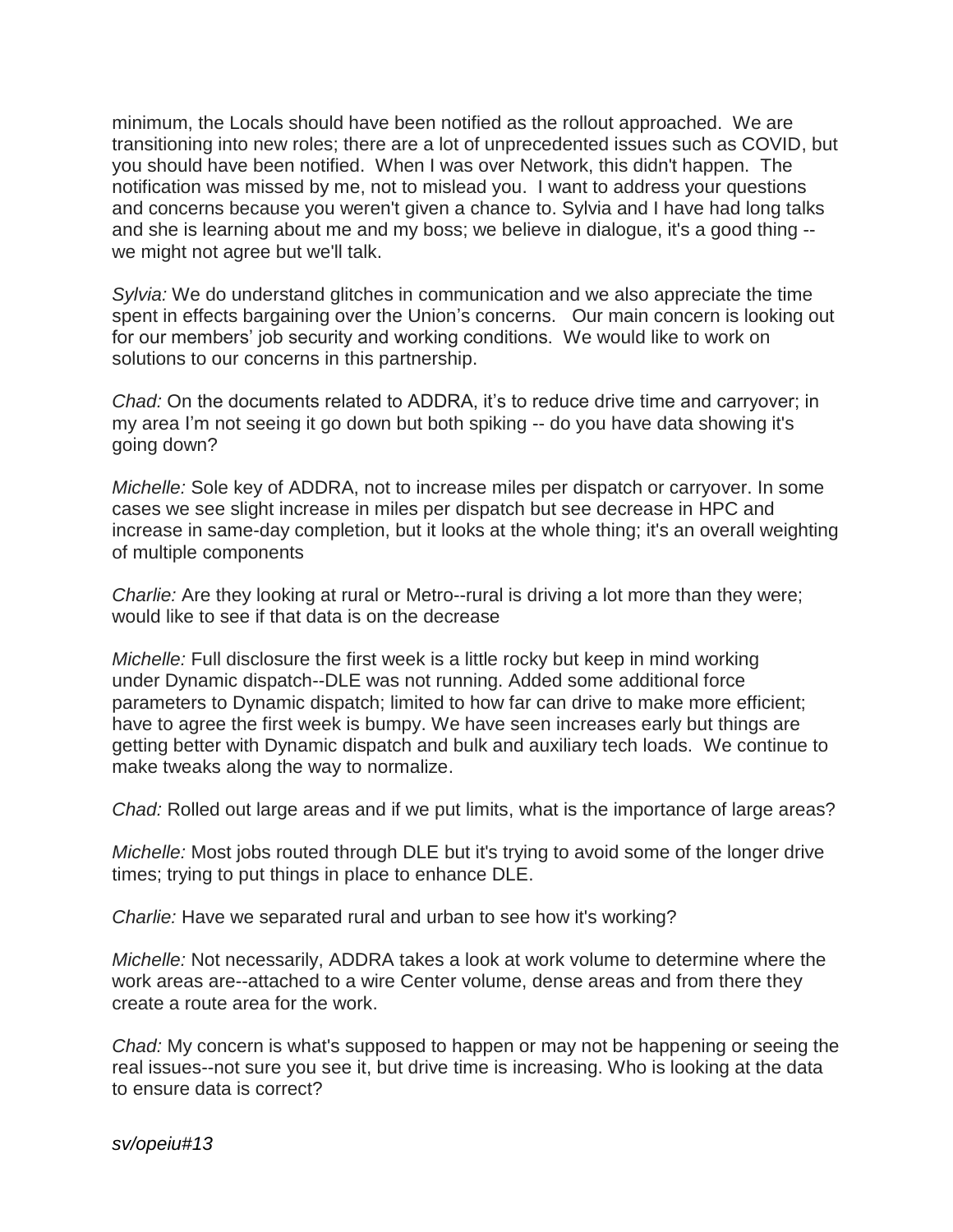minimum, the Locals should have been notified as the rollout approached. We are transitioning into new roles; there are a lot of unprecedented issues such as COVID, but you should have been notified. When I was over Network, this didn't happen. The notification was missed by me, not to mislead you. I want to address your questions and concerns because you weren't given a chance to. Sylvia and I have had long talks and she is learning about me and my boss; we believe in dialogue, it's a good thing -- we might not agree but we'll talk.

*Sylvia:* We do understand glitches in communication and we also appreciate the time spent in effects bargaining over the Union's concerns. Our main concern is looking out for our members' job security and working conditions. We would like to work on solutions to our concerns in this partnership.

*Chad:* On the documents related to ADDRA, it's to reduce drive time and carryover; in my area I'm not seeing it go down but both spiking -- do you have data showing it's going down?

*Michelle:* Sole key of ADDRA, not to increase miles per dispatch or carryover. In some cases we see slight increase in miles per dispatch but see decrease in HPC and increase in same-day completion, but it looks at the whole thing; it's an overall weighting of multiple components

*Charlie:* Are they looking at rural or Metro--rural is driving a lot more than they were; would like to see if that data is on the decrease

*Michelle:* Full disclosure the first week is a little rocky but keep in mind working under Dynamic dispatch--DLE was not running. Added some additional force parameters to Dynamic dispatch; limited to how far can drive to make more efficient; have to agree the first week is bumpy. We have seen increases early but things are getting better with Dynamic dispatch and bulk and auxiliary tech loads. We continue to make tweaks along the way to normalize.

*Chad:* Rolled out large areas and if we put limits, what is the importance of large areas?

*Michelle:* Most jobs routed through DLE but it's trying to avoid some of the longer drive times; trying to put things in place to enhance DLE.

*Charlie:* Have we separated rural and urban to see how it's working?

*Michelle:* Not necessarily, ADDRA takes a look at work volume to determine where the work areas are--attached to a wire Center volume, dense areas and from there they create a route area for the work.

*Chad:* My concern is what's supposed to happen or may not be happening or seeing the real issues--not sure you see it, but drive time is increasing. Who is looking at the data to ensure data is correct?

*sv/opeiu#13*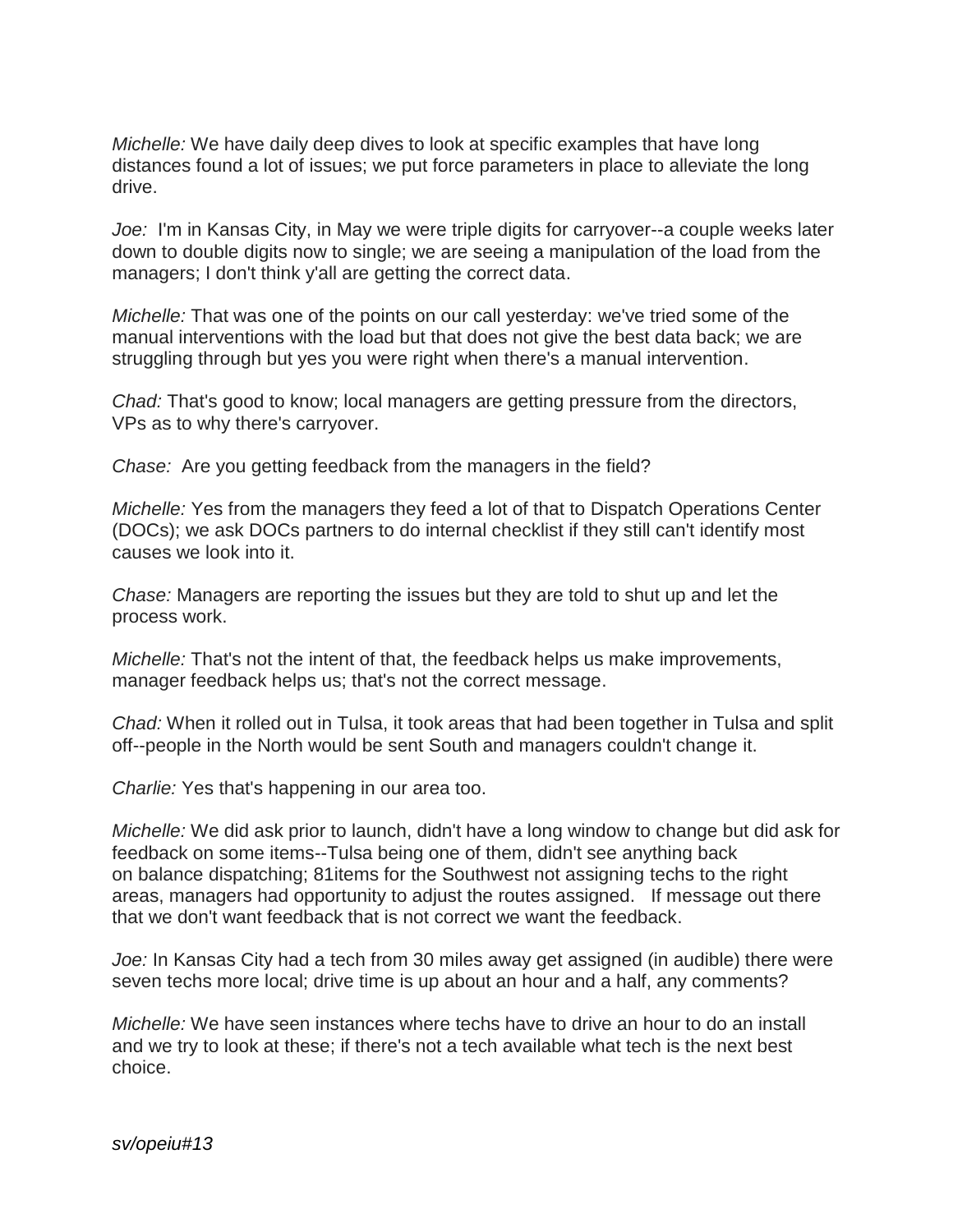*Michelle:* We have daily deep dives to look at specific examples that have long distances found a lot of issues; we put force parameters in place to alleviate the long drive.

*Joe:* I'm in Kansas City, in May we were triple digits for carryover--a couple weeks later down to double digits now to single; we are seeing a manipulation of the load from the managers; I don't think y'all are getting the correct data.

*Michelle:* That was one of the points on our call yesterday: we've tried some of the manual interventions with the load but that does not give the best data back; we are struggling through but yes you were right when there's a manual intervention.

*Chad:* That's good to know; local managers are getting pressure from the directors, VPs as to why there's carryover.

*Chase:* Are you getting feedback from the managers in the field?

*Michelle:* Yes from the managers they feed a lot of that to Dispatch Operations Center (DOCs); we ask DOCs partners to do internal checklist if they still can't identify most causes we look into it.

*Chase:* Managers are reporting the issues but they are told to shut up and let the process work.

*Michelle:* That's not the intent of that, the feedback helps us make improvements, manager feedback helps us; that's not the correct message.

*Chad:* When it rolled out in Tulsa, it took areas that had been together in Tulsa and split off--people in the North would be sent South and managers couldn't change it.

*Charlie:* Yes that's happening in our area too.

*Michelle:* We did ask prior to launch, didn't have a long window to change but did ask for feedback on some items--Tulsa being one of them, didn't see anything back on balance dispatching; 81items for the Southwest not assigning techs to the right areas, managers had opportunity to adjust the routes assigned. If message out there that we don't want feedback that is not correct we want the feedback.

*Joe:* In Kansas City had a tech from 30 miles away get assigned (in audible) there were seven techs more local; drive time is up about an hour and a half, any comments?

*Michelle:* We have seen instances where techs have to drive an hour to do an install and we try to look at these; if there's not a tech available what tech is the next best choice.

*sv/opeiu#13*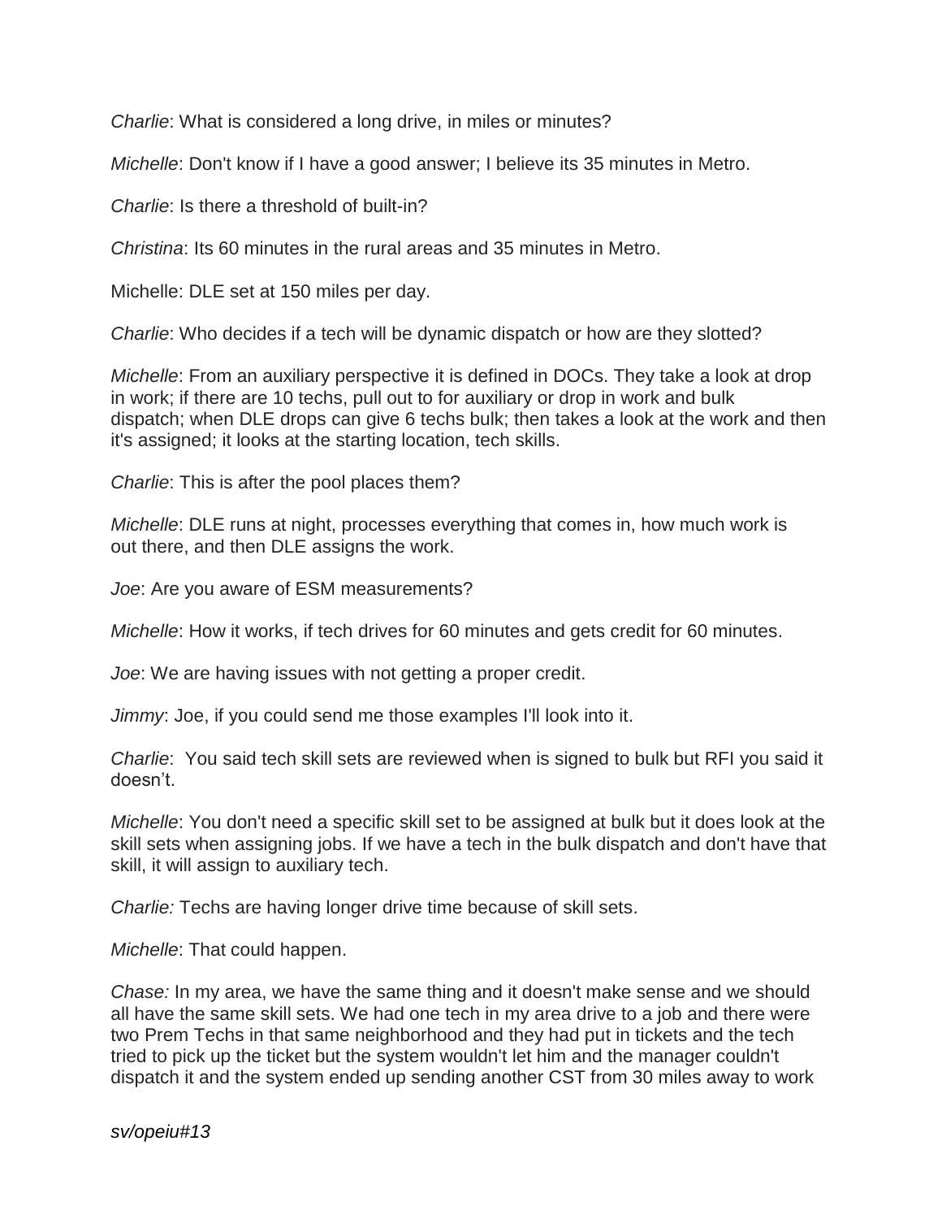*Charlie*: What is considered a long drive, in miles or minutes?

*Michelle*: Don't know if I have a good answer; I believe its 35 minutes in Metro.

*Charlie*: Is there a threshold of built-in?

*Christina*: Its 60 minutes in the rural areas and 35 minutes in Metro.

Michelle: DLE set at 150 miles per day.

*Charlie*: Who decides if a tech will be dynamic dispatch or how are they slotted?

*Michelle*: From an auxiliary perspective it is defined in DOCs. They take a look at drop in work; if there are 10 techs, pull out to for auxiliary or drop in work and bulk dispatch; when DLE drops can give 6 techs bulk; then takes a look at the work and then it's assigned; it looks at the starting location, tech skills.

*Charlie*: This is after the pool places them?

*Michelle*: DLE runs at night, processes everything that comes in, how much work is out there, and then DLE assigns the work.

*Joe*: Are you aware of ESM measurements?

*Michelle*: How it works, if tech drives for 60 minutes and gets credit for 60 minutes.

*Joe*: We are having issues with not getting a proper credit.

*Jimmy*: Joe, if you could send me those examples I'll look into it.

*Charlie*: You said tech skill sets are reviewed when is signed to bulk but RFI you said it doesn't.

*Michelle*: You don't need a specific skill set to be assigned at bulk but it does look at the skill sets when assigning jobs. If we have a tech in the bulk dispatch and don't have that skill, it will assign to auxiliary tech.

*Charlie:* Techs are having longer drive time because of skill sets.

*Michelle*: That could happen.

*Chase:* In my area, we have the same thing and it doesn't make sense and we should all have the same skill sets. We had one tech in my area drive to a job and there were two Prem Techs in that same neighborhood and they had put in tickets and the tech tried to pick up the ticket but the system wouldn't let him and the manager couldn't dispatch it and the system ended up sending another CST from 30 miles away to work

*sv/opeiu#13*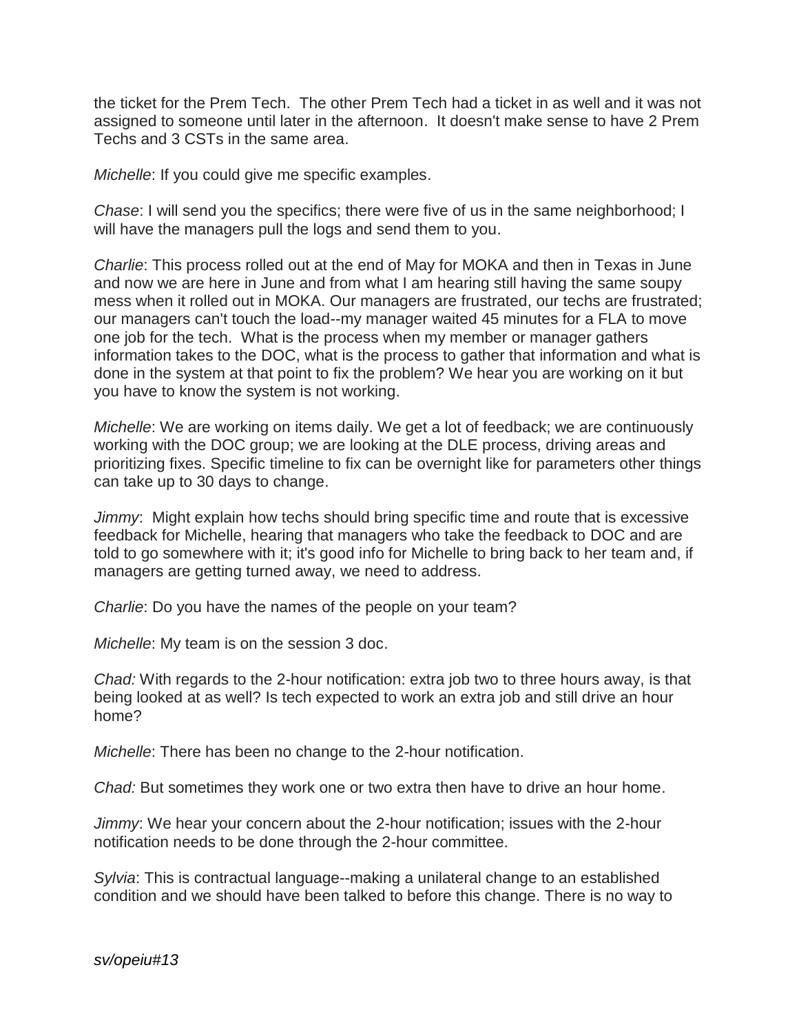the ticket for the Prem Tech. The other Prem Tech had a ticket in as well and it was not assigned to someone until later in the afternoon. It doesn't make sense to have 2 Prem Techs and 3 CSTs in the same area.

*Michelle*: If you could give me specific examples.

*Chase*: I will send you the specifics; there were five of us in the same neighborhood; I will have the managers pull the logs and send them to you.

*Charlie*: This process rolled out at the end of May for MOKA and then in Texas in June and now we are here in June and from what I am hearing still having the same soupy mess when it rolled out in MOKA. Our managers are frustrated, our techs are frustrated; our managers can't touch the load--my manager waited 45 minutes for a FLA to move one job for the tech. What is the process when my member or manager gathers information takes to the DOC, what is the process to gather that information and what is done in the system at that point to fix the problem? We hear you are working on it but you have to know the system is not working.

*Michelle*: We are working on items daily. We get a lot of feedback; we are continuously working with the DOC group; we are looking at the DLE process, driving areas and prioritizing fixes. Specific timeline to fix can be overnight like for parameters other things can take up to 30 days to change.

*Jimmy*: Might explain how techs should bring specific time and route that is excessive feedback for Michelle, hearing that managers who take the feedback to DOC and are told to go somewhere with it; it's good info for Michelle to bring back to her team and, if managers are getting turned away, we need to address.

*Charlie*: Do you have the names of the people on your team?

*Michelle*: My team is on the session 3 doc.

*Chad:* With regards to the 2-hour notification: extra job two to three hours away, is that being looked at as well? Is tech expected to work an extra job and still drive an hour home?

*Michelle*: There has been no change to the 2-hour notification.

*Chad:* But sometimes they work one or two extra then have to drive an hour home.

*Jimmy*: We hear your concern about the 2-hour notification; issues with the 2-hour notification needs to be done through the 2-hour committee.

*Sylvia*: This is contractual language--making a unilateral change to an established condition and we should have been talked to before this change. There is no way to

*sv/opeiu#13*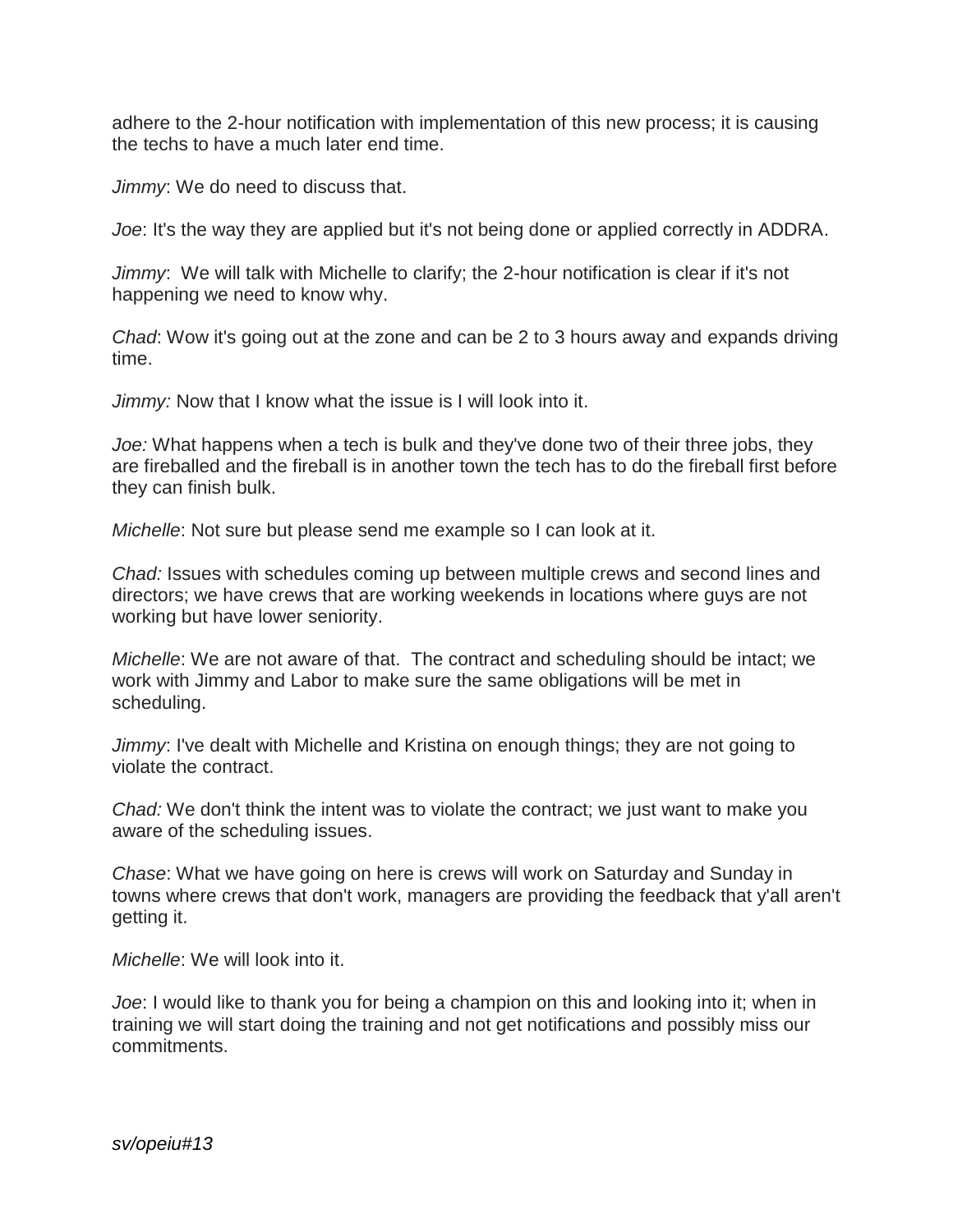adhere to the 2-hour notification with implementation of this new process; it is causing the techs to have a much later end time.

*Jimmy*: We do need to discuss that.

*Joe*: It's the way they are applied but it's not being done or applied correctly in ADDRA.

*Jimmy*: We will talk with Michelle to clarify; the 2-hour notification is clear if it's not happening we need to know why.

*Chad*: Wow it's going out at the zone and can be 2 to 3 hours away and expands driving time.

*Jimmy:* Now that I know what the issue is I will look into it.

*Joe:* What happens when a tech is bulk and they've done two of their three jobs, they are fireballed and the fireball is in another town the tech has to do the fireball first before they can finish bulk.

*Michelle*: Not sure but please send me example so I can look at it.

*Chad:* Issues with schedules coming up between multiple crews and second lines and directors; we have crews that are working weekends in locations where guys are not working but have lower seniority.

*Michelle*: We are not aware of that. The contract and scheduling should be intact; we work with Jimmy and Labor to make sure the same obligations will be met in scheduling.

*Jimmy*: I've dealt with Michelle and Kristina on enough things; they are not going to violate the contract.

*Chad:* We don't think the intent was to violate the contract; we just want to make you aware of the scheduling issues.

*Chase*: What we have going on here is crews will work on Saturday and Sunday in towns where crews that don't work, managers are providing the feedback that y'all aren't getting it.

*Michelle*: We will look into it.

*Joe*: I would like to thank you for being a champion on this and looking into it; when in training we will start doing the training and not get notifications and possibly miss our commitments.

*sv/opeiu#13*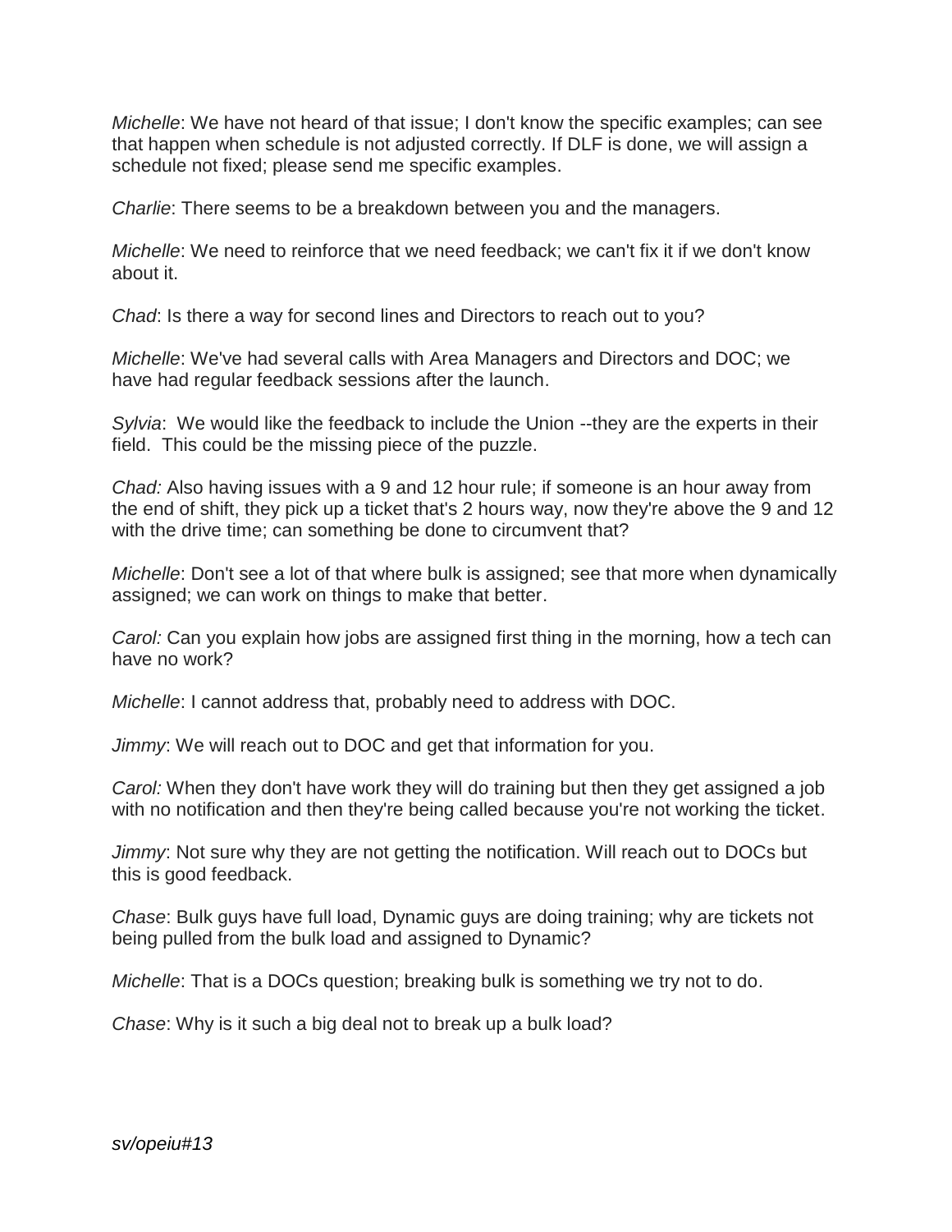*Michelle*: We have not heard of that issue; I don't know the specific examples; can see that happen when schedule is not adjusted correctly. If DLF is done, we will assign a schedule not fixed; please send me specific examples.

*Charlie*: There seems to be a breakdown between you and the managers.

*Michelle*: We need to reinforce that we need feedback; we can't fix it if we don't know about it.

*Chad*: Is there a way for second lines and Directors to reach out to you?

*Michelle*: We've had several calls with Area Managers and Directors and DOC; we have had regular feedback sessions after the launch.

*Sylvia*: We would like the feedback to include the Union --they are the experts in their field. This could be the missing piece of the puzzle.

*Chad:* Also having issues with a 9 and 12 hour rule; if someone is an hour away from the end of shift, they pick up a ticket that's 2 hours way, now they're above the 9 and 12 with the drive time; can something be done to circumvent that?

*Michelle*: Don't see a lot of that where bulk is assigned; see that more when dynamically assigned; we can work on things to make that better.

*Carol:* Can you explain how jobs are assigned first thing in the morning, how a tech can have no work?

*Michelle*: I cannot address that, probably need to address with DOC.

*Jimmy*: We will reach out to DOC and get that information for you.

*Carol:* When they don't have work they will do training but then they get assigned a job with no notification and then they're being called because you're not working the ticket.

*Jimmy*: Not sure why they are not getting the notification. Will reach out to DOCs but this is good feedback.

*Chase*: Bulk guys have full load, Dynamic guys are doing training; why are tickets not being pulled from the bulk load and assigned to Dynamic?

*Michelle*: That is a DOCs question; breaking bulk is something we try not to do.

*Chase*: Why is it such a big deal not to break up a bulk load?

*sv/opeiu#13*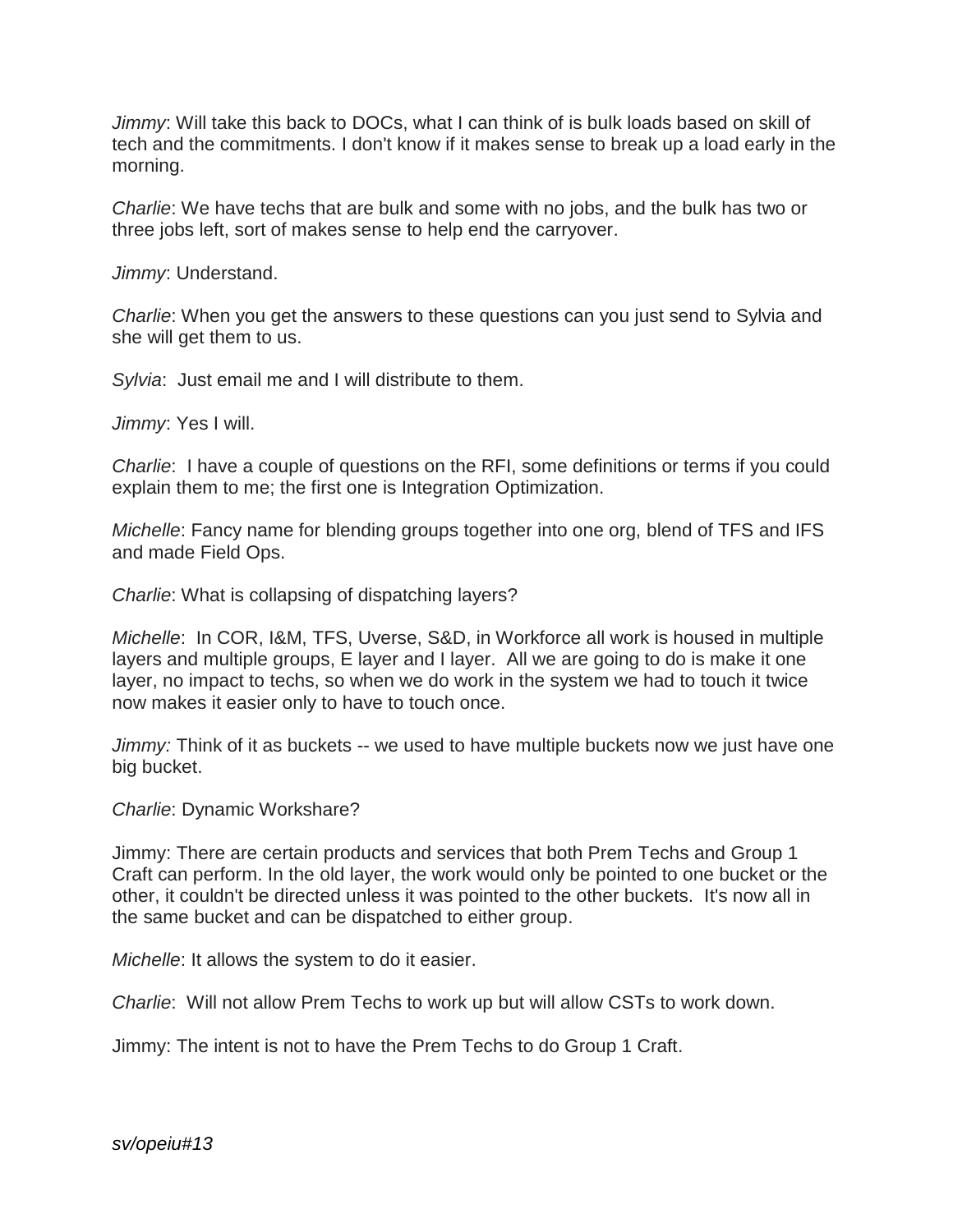*Jimmy*: Will take this back to DOCs, what I can think of is bulk loads based on skill of tech and the commitments. I don't know if it makes sense to break up a load early in the morning.

*Charlie*: We have techs that are bulk and some with no jobs, and the bulk has two or three jobs left, sort of makes sense to help end the carryover.

*Jimmy*: Understand.

*Charlie*: When you get the answers to these questions can you just send to Sylvia and she will get them to us.

*Sylvia*: Just email me and I will distribute to them.

*Jimmy*: Yes I will.

*Charlie*: I have a couple of questions on the RFI, some definitions or terms if you could explain them to me; the first one is Integration Optimization.

*Michelle*: Fancy name for blending groups together into one org, blend of TFS and IFS and made Field Ops.

*Charlie*: What is collapsing of dispatching layers?

*Michelle*: In COR, I&M, TFS, Uverse, S&D, in Workforce all work is housed in multiple layers and multiple groups, E layer and I layer. All we are going to do is make it one layer, no impact to techs, so when we do work in the system we had to touch it twice now makes it easier only to have to touch once.

*Jimmy:* Think of it as buckets -- we used to have multiple buckets now we just have one big bucket.

*Charlie*: Dynamic Workshare?

Jimmy: There are certain products and services that both Prem Techs and Group 1 Craft can perform. In the old layer, the work would only be pointed to one bucket or the other, it couldn't be directed unless it was pointed to the other buckets. It's now all in the same bucket and can be dispatched to either group.

*Michelle*: It allows the system to do it easier.

*Charlie*: Will not allow Prem Techs to work up but will allow CSTs to work down.

Jimmy: The intent is not to have the Prem Techs to do Group 1 Craft.

*sv/opeiu#13*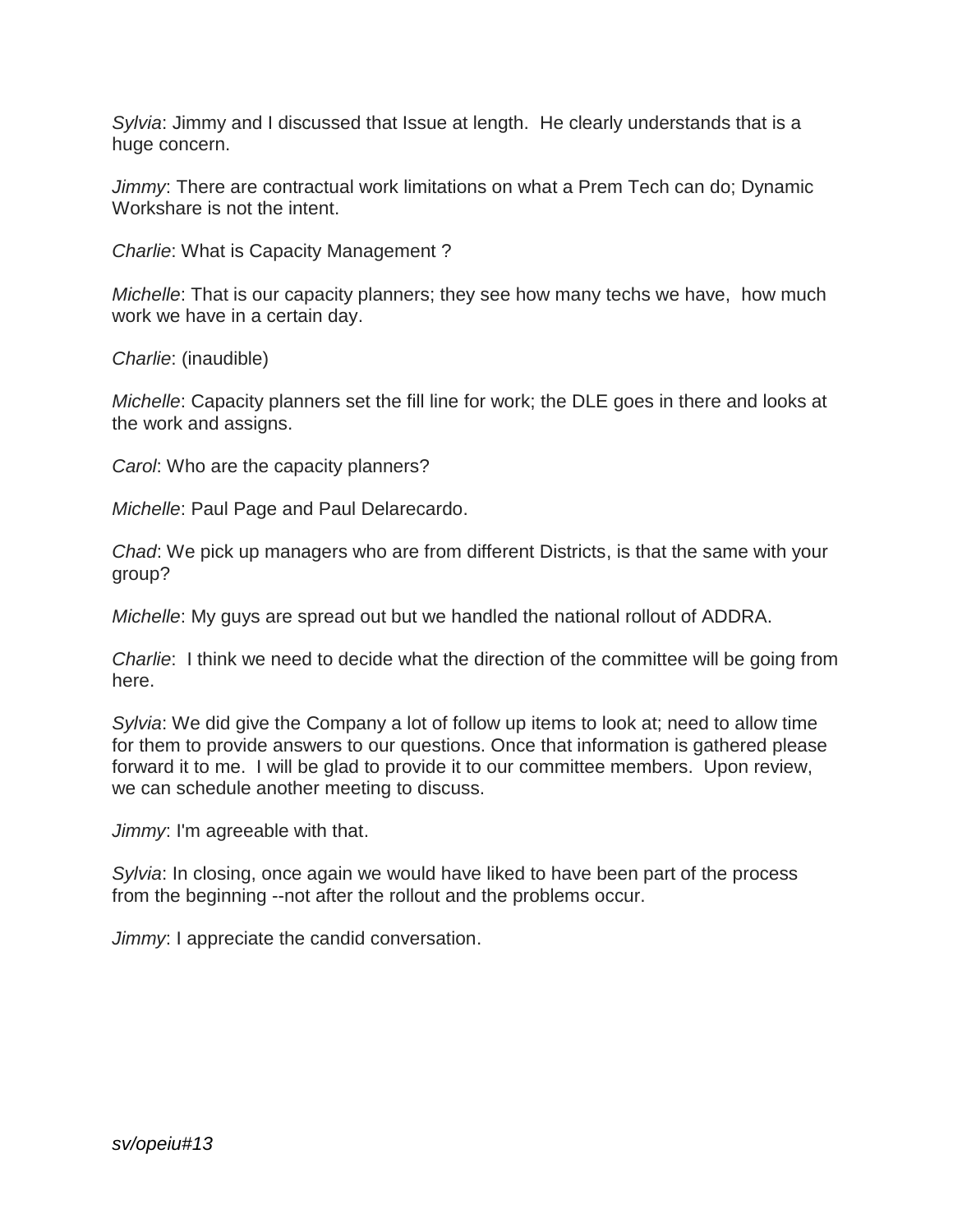*Sylvia*: Jimmy and I discussed that Issue at length. He clearly understands that is a huge concern.

*Jimmy*: There are contractual work limitations on what a Prem Tech can do; Dynamic Workshare is not the intent.

*Charlie*: What is Capacity Management ?

*Michelle*: That is our capacity planners; they see how many techs we have, how much work we have in a certain day.

*Charlie*: (inaudible)

*Michelle*: Capacity planners set the fill line for work; the DLE goes in there and looks at the work and assigns.

*Carol*: Who are the capacity planners?

*Michelle*: Paul Page and Paul Delarecardo.

*Chad*: We pick up managers who are from different Districts, is that the same with your group?

*Michelle*: My guys are spread out but we handled the national rollout of ADDRA.

*Charlie*: I think we need to decide what the direction of the committee will be going from here.

*Sylvia*: We did give the Company a lot of follow up items to look at; need to allow time for them to provide answers to our questions. Once that information is gathered please forward it to me. I will be glad to provide it to our committee members. Upon review, we can schedule another meeting to discuss.

*Jimmy*: I'm agreeable with that.

*Sylvia*: In closing, once again we would have liked to have been part of the process from the beginning --not after the rollout and the problems occur.

*Jimmy*: I appreciate the candid conversation.

*sv/opeiu#13*